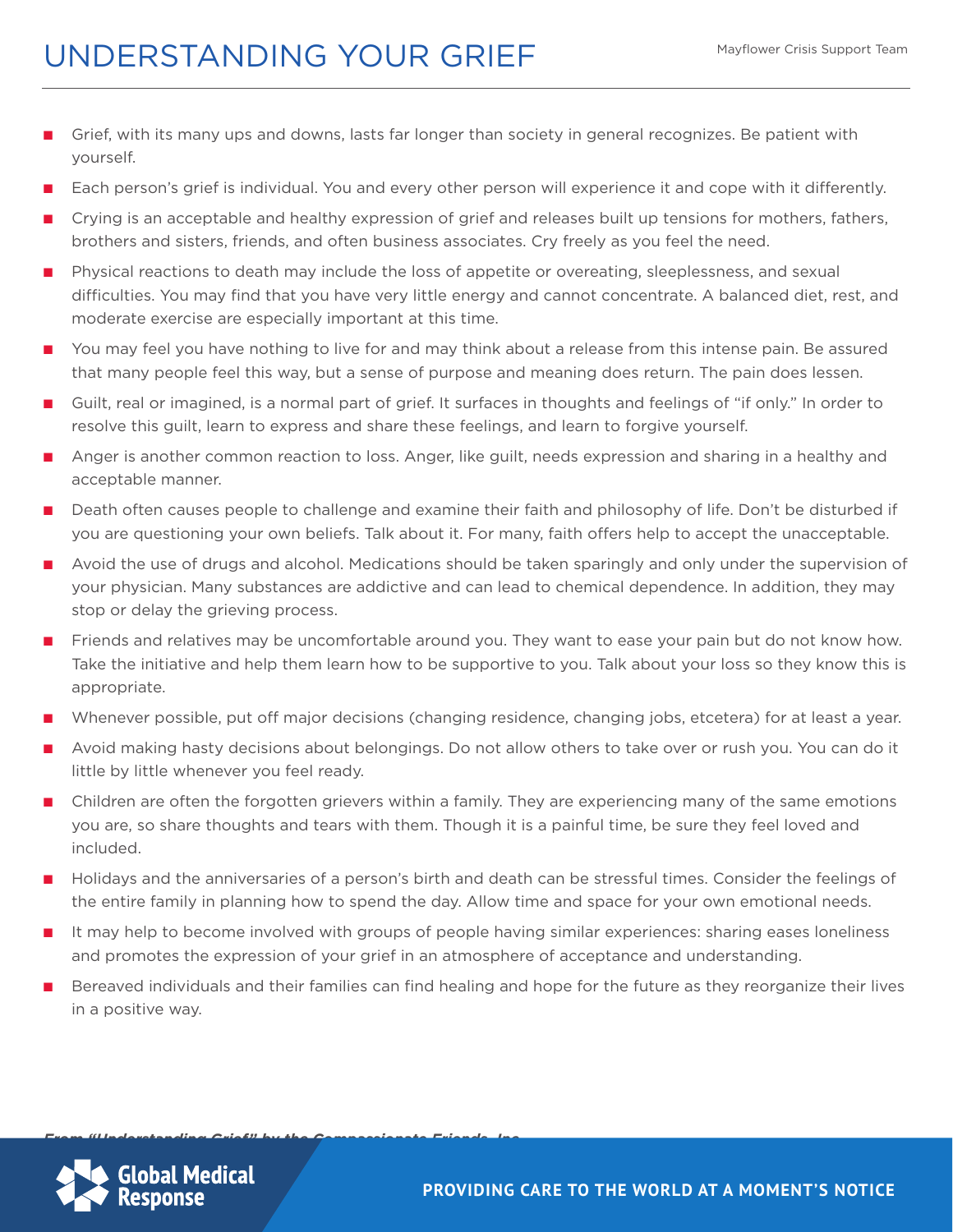# UNDERSTANDING YOUR GRIEF

Mayflower Crisis Support Team

- Grief, with its many ups and downs, lasts far longer than society in general recognizes. Be patient with yourself.
- Each person's grief is individual. You and every other person will experience it and cope with it differently.
- Crying is an acceptable and healthy expression of grief and releases built up tensions for mothers, fathers, brothers and sisters, friends, and often business associates. Cry freely as you feel the need.
- Physical reactions to death may include the loss of appetite or overeating, sleeplessness, and sexual difficulties. You may find that you have very little energy and cannot concentrate. A balanced diet, rest, and moderate exercise are especially important at this time.
- You may feel you have nothing to live for and may think about a release from this intense pain. Be assured that many people feel this way, but a sense of purpose and meaning does return. The pain does lessen.
- Guilt, real or imagined, is a normal part of grief. It surfaces in thoughts and feelings of "if only." In order to resolve this guilt, learn to express and share these feelings, and learn to forgive yourself.
- Anger is another common reaction to loss. Anger, like guilt, needs expression and sharing in a healthy and acceptable manner.
- Death often causes people to challenge and examine their faith and philosophy of life. Don't be disturbed if you are questioning your own beliefs. Talk about it. For many, faith offers help to accept the unacceptable.
- Avoid the use of drugs and alcohol. Medications should be taken sparingly and only under the supervision of your physician. Many substances are addictive and can lead to chemical dependence. In addition, they may stop or delay the grieving process.
- Friends and relatives may be uncomfortable around you. They want to ease your pain but do not know how. Take the initiative and help them learn how to be supportive to you. Talk about your loss so they know this is appropriate.
- Whenever possible, put off major decisions (changing residence, changing jobs, etcetera) for at least a year.
- Avoid making hasty decisions about belongings. Do not allow others to take over or rush you. You can do it little by little whenever you feel ready.
- Children are often the forgotten grievers within a family. They are experiencing many of the same emotions you are, so share thoughts and tears with them. Though it is a painful time, be sure they feel loved and included.
- Holidays and the anniversaries of a person's birth and death can be stressful times. Consider the feelings of the entire family in planning how to spend the day. Allow time and space for your own emotional needs.
- It may help to become involved with groups of people having similar experiences: sharing eases loneliness and promotes the expression of your grief in an atmosphere of acceptance and understanding.
- Bereaved individuals and their families can find healing and hope for the future as they reorganize their lives in a positive way.

***From "Understanding Grief" by the Compassionate Friends, Inc.***

Global Medical Response

PROVIDING CARE TO THE WORLD AT A MOMENT'S NOTICE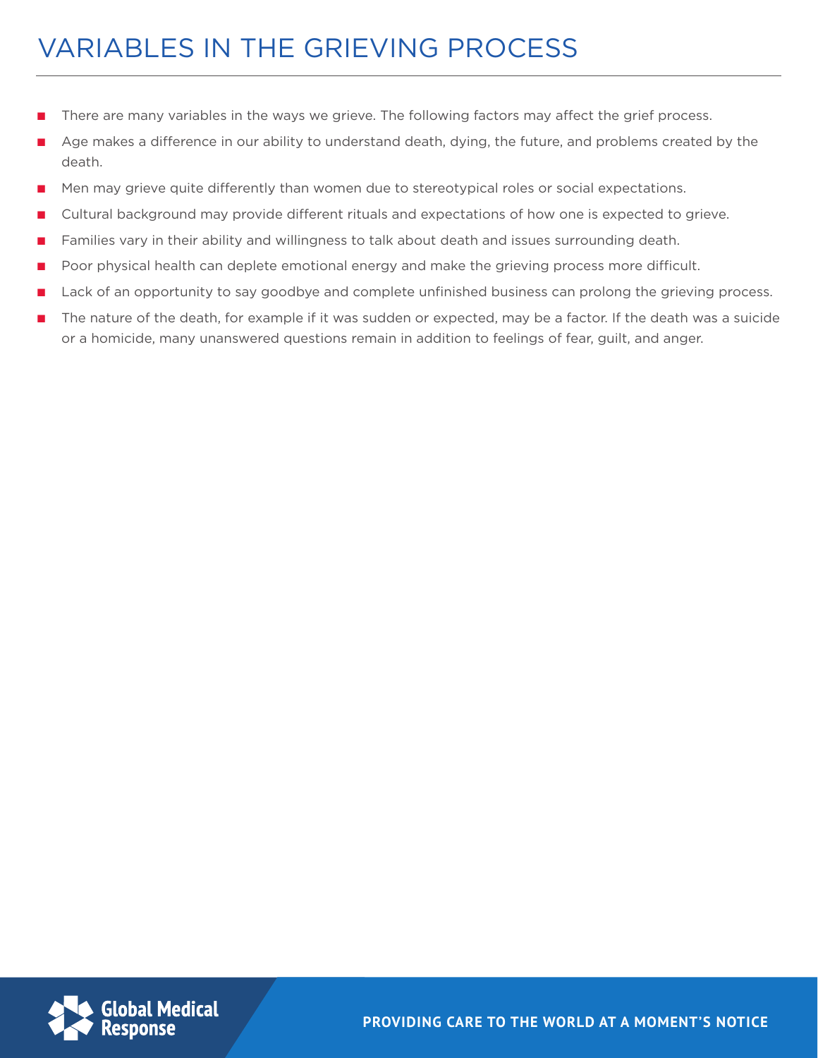# VARIABLES IN THE GRIEVING PROCESS

- There are many variables in the ways we grieve. The following factors may affect the grief process.
- Age makes a difference in our ability to understand death, dying, the future, and problems created by the death.
- Men may grieve quite differently than women due to stereotypical roles or social expectations.
- Cultural background may provide different rituals and expectations of how one is expected to grieve.
- Families vary in their ability and willingness to talk about death and issues surrounding death.
- Poor physical health can deplete emotional energy and make the grieving process more difficult.
- Lack of an opportunity to say goodbye and complete unfinished business can prolong the grieving process.
- The nature of the death, for example if it was sudden or expected, may be a factor. If the death was a suicide or a homicide, many unanswered questions remain in addition to feelings of fear, guilt, and anger.